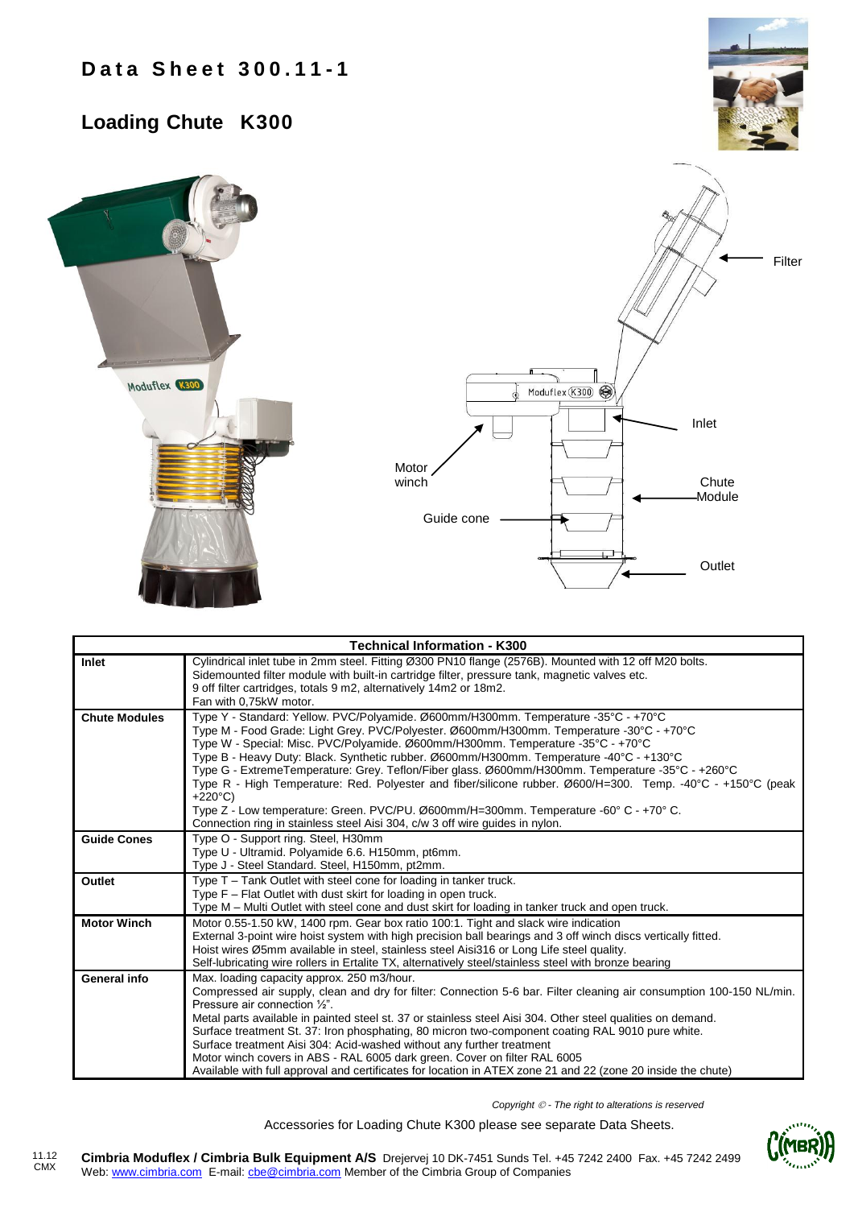# Data Sheet 300.11-1

## Loading Chute K300

Filter

Inlet

Motor winch

Chute Module

Guide cone

Outlet

| Technical Information - K300 | |
|---|---|
| **Inlet** | Cylindrical inlet tube in 2mm steel. Fitting Ø300 PN10 flange (2576B). Mounted with 12 off M20 bolts.<br>Sidemounted filter module with built-in cartridge filter, pressure tank, magnetic valves etc.<br>9 off filter cartridges, totals 9 m2, alternatively 14m2 or 18m2.<br>Fan with 0,75kW motor. |
| **Chute Modules** | Type Y - Standard: Yellow. PVC/Polyamide. Ø600mm/H300mm. Temperature -35°C - +70°C<br>Type M - Food Grade: Light Grey. PVC/Polyester. Ø600mm/H300mm. Temperature -30°C - +70°C<br>Type W - Special: Misc. PVC/Polyamide. Ø600mm/H300mm. Temperature -35°C - +70°C<br>Type B - Heavy Duty: Black. Synthetic rubber. Ø600mm/H300mm. Temperature -40°C - +130°C<br>Type G - ExtremeTemperature: Grey. Teflon/Fiber glass. Ø600mm/H300mm. Temperature -35°C - +260°C<br>Type R - High Temperature: Red. Polyester and fiber/silicone rubber. Ø600/H=300. Temp. -40°C - +150°C (peak +220°C)<br>Type Z - Low temperature: Green. PVC/PU. Ø600mm/H=300mm. Temperature -60° C - +70° C.<br>Connection ring in stainless steel Aisi 304, c/w 3 off wire guides in nylon. |
| **Guide Cones** | Type O - Support ring. Steel, H30mm<br>Type U - Ultramid. Polyamide 6.6. H150mm, pt6mm.<br>Type J - Steel Standard. Steel, H150mm, pt2mm. |
| **Outlet** | Type T – Tank Outlet with steel cone for loading in tanker truck.<br>Type F – Flat Outlet with dust skirt for loading in open truck.<br>Type M – Multi Outlet with steel cone and dust skirt for loading in tanker truck and open truck. |
| **Motor Winch** | Motor 0.55-1.50 kW, 1400 rpm. Gear box ratio 100:1. Tight and slack wire indication<br>External 3-point wire hoist system with high precision ball bearings and 3 off winch discs vertically fitted.<br>Hoist wires Ø5mm available in steel, stainless steel Aisi316 or Long Life steel quality.<br>Self-lubricating wire rollers in Ertalite TX, alternatively steel/stainless steel with bronze bearing |
| **General info** | Max. loading capacity approx. 250 m3/hour.<br>Compressed air supply, clean and dry for filter: Connection 5-6 bar. Filter cleaning air consumption 100-150 NL/min. Pressure air connection ½".<br>Metal parts available in painted steel st. 37 or stainless steel Aisi 304. Other steel qualities on demand.<br>Surface treatment St. 37: Iron phosphating, 80 micron two-component coating RAL 9010 pure white.<br>Surface treatment Aisi 304: Acid-washed without any further treatment<br>Motor winch covers in ABS - RAL 6005 dark green. Cover on filter RAL 6005<br>Available with full approval and certificates for location in ATEX zone 21 and 22 (zone 20 inside the chute) |

*Copyright © - The right to alterations is reserved*

Accessories for Loading Chute K300 please see separate Data Sheets.

11.12 CMX

**Cimbria Moduflex / Cimbria Bulk Equipment A/S** Drejervej 10 DK-7451 Sunds Tel. +45 7242 2400 Fax. +45 7242 2499
Web: www.cimbria.com E-mail: cbe@cimbria.com Member of the Cimbria Group of Companies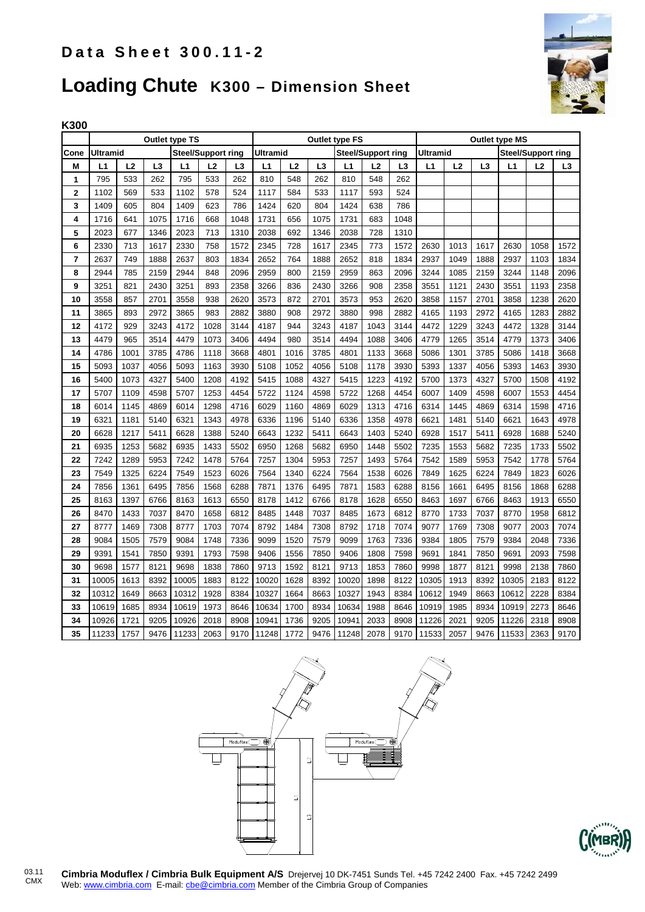# Data Sheet 300.11-2

# Loading Chute **K300 – Dimension Sheet**

**K300**

| | Outlet type TS | | | | | | Outlet type FS | | | | | | Outlet type MS | | | | | |
|---|---|---|---|---|---|---|---|---|---|---|---|---|---|---|---|---|---|---|
| Cone | Ultramid | | | Steel/Support ring | | | Ultramid | | | Steel/Support ring | | | Ultramid | | | Steel/Support ring | | |
| M | L1 | L2 | L3 | L1 | L2 | L3 | L1 | L2 | L3 | L1 | L2 | L3 | L1 | L2 | L3 | L1 | L2 | L3 |
| 1 | 795 | 533 | 262 | 795 | 533 | 262 | 810 | 548 | 262 | 810 | 548 | 262 | | | | | | |
| 2 | 1102 | 569 | 533 | 1102 | 578 | 524 | 1117 | 584 | 533 | 1117 | 593 | 524 | | | | | | |
| 3 | 1409 | 605 | 804 | 1409 | 623 | 786 | 1424 | 620 | 804 | 1424 | 638 | 786 | | | | | | |
| 4 | 1716 | 641 | 1075 | 1716 | 668 | 1048 | 1731 | 656 | 1075 | 1731 | 683 | 1048 | | | | | | |
| 5 | 2023 | 677 | 1346 | 2023 | 713 | 1310 | 2038 | 692 | 1346 | 2038 | 728 | 1310 | | | | | | |
| 6 | 2330 | 713 | 1617 | 2330 | 758 | 1572 | 2345 | 728 | 1617 | 2345 | 773 | 1572 | 2630 | 1013 | 1617 | 2630 | 1058 | 1572 |
| 7 | 2637 | 749 | 1888 | 2637 | 803 | 1834 | 2652 | 764 | 1888 | 2652 | 818 | 1834 | 2937 | 1049 | 1888 | 2937 | 1103 | 1834 |
| 8 | 2944 | 785 | 2159 | 2944 | 848 | 2096 | 2959 | 800 | 2159 | 2959 | 863 | 2096 | 3244 | 1085 | 2159 | 3244 | 1148 | 2096 |
| 9 | 3251 | 821 | 2430 | 3251 | 893 | 2358 | 3266 | 836 | 2430 | 3266 | 908 | 2358 | 3551 | 1121 | 2430 | 3551 | 1193 | 2358 |
| 10 | 3558 | 857 | 2701 | 3558 | 938 | 2620 | 3573 | 872 | 2701 | 3573 | 953 | 2620 | 3858 | 1157 | 2701 | 3858 | 1238 | 2620 |
| 11 | 3865 | 893 | 2972 | 3865 | 983 | 2882 | 3880 | 908 | 2972 | 3880 | 998 | 2882 | 4165 | 1193 | 2972 | 4165 | 1283 | 2882 |
| 12 | 4172 | 929 | 3243 | 4172 | 1028 | 3144 | 4187 | 944 | 3243 | 4187 | 1043 | 3144 | 4472 | 1229 | 3243 | 4472 | 1328 | 3144 |
| 13 | 4479 | 965 | 3514 | 4479 | 1073 | 3406 | 4494 | 980 | 3514 | 4494 | 1088 | 3406 | 4779 | 1265 | 3514 | 4779 | 1373 | 3406 |
| 14 | 4786 | 1001 | 3785 | 4786 | 1118 | 3668 | 4801 | 1016 | 3785 | 4801 | 1133 | 3668 | 5086 | 1301 | 3785 | 5086 | 1418 | 3668 |
| 15 | 5093 | 1037 | 4056 | 5093 | 1163 | 3930 | 5108 | 1052 | 4056 | 5108 | 1178 | 3930 | 5393 | 1337 | 4056 | 5393 | 1463 | 3930 |
| 16 | 5400 | 1073 | 4327 | 5400 | 1208 | 4192 | 5415 | 1088 | 4327 | 5415 | 1223 | 4192 | 5700 | 1373 | 4327 | 5700 | 1508 | 4192 |
| 17 | 5707 | 1109 | 4598 | 5707 | 1253 | 4454 | 5722 | 1124 | 4598 | 5722 | 1268 | 4454 | 6007 | 1409 | 4598 | 6007 | 1553 | 4454 |
| 18 | 6014 | 1145 | 4869 | 6014 | 1298 | 4716 | 6029 | 1160 | 4869 | 6029 | 1313 | 4716 | 6314 | 1445 | 4869 | 6314 | 1598 | 4716 |
| 19 | 6321 | 1181 | 5140 | 6321 | 1343 | 4978 | 6336 | 1196 | 5140 | 6336 | 1358 | 4978 | 6621 | 1481 | 5140 | 6621 | 1643 | 4978 |
| 20 | 6628 | 1217 | 5411 | 6628 | 1388 | 5240 | 6643 | 1232 | 5411 | 6643 | 1403 | 5240 | 6928 | 1517 | 5411 | 6928 | 1688 | 5240 |
| 21 | 6935 | 1253 | 5682 | 6935 | 1433 | 5502 | 6950 | 1268 | 5682 | 6950 | 1448 | 5502 | 7235 | 1553 | 5682 | 7235 | 1733 | 5502 |
| 22 | 7242 | 1289 | 5953 | 7242 | 1478 | 5764 | 7257 | 1304 | 5953 | 7257 | 1493 | 5764 | 7542 | 1589 | 5953 | 7542 | 1778 | 5764 |
| 23 | 7549 | 1325 | 6224 | 7549 | 1523 | 6026 | 7564 | 1340 | 6224 | 7564 | 1538 | 6026 | 7849 | 1625 | 6224 | 7849 | 1823 | 6026 |
| 24 | 7856 | 1361 | 6495 | 7856 | 1568 | 6288 | 7871 | 1376 | 6495 | 7871 | 1583 | 6288 | 8156 | 1661 | 6495 | 8156 | 1868 | 6288 |
| 25 | 8163 | 1397 | 6766 | 8163 | 1613 | 6550 | 8178 | 1412 | 6766 | 8178 | 1628 | 6550 | 8463 | 1697 | 6766 | 8463 | 1913 | 6550 |
| 26 | 8470 | 1433 | 7037 | 8470 | 1658 | 6812 | 8485 | 1448 | 7037 | 8485 | 1673 | 6812 | 8770 | 1733 | 7037 | 8770 | 1958 | 6812 |
| 27 | 8777 | 1469 | 7308 | 8777 | 1703 | 7074 | 8792 | 1484 | 7308 | 8792 | 1718 | 7074 | 9077 | 1769 | 7308 | 9077 | 2003 | 7074 |
| 28 | 9084 | 1505 | 7579 | 9084 | 1748 | 7336 | 9099 | 1520 | 7579 | 9099 | 1763 | 7336 | 9384 | 1805 | 7579 | 9384 | 2048 | 7336 |
| 29 | 9391 | 1541 | 7850 | 9391 | 1793 | 7598 | 9406 | 1556 | 7850 | 9406 | 1808 | 7598 | 9691 | 1841 | 7850 | 9691 | 2093 | 7598 |
| 30 | 9698 | 1577 | 8121 | 9698 | 1838 | 7860 | 9713 | 1592 | 8121 | 9713 | 1853 | 7860 | 9998 | 1877 | 8121 | 9998 | 2138 | 7860 |
| 31 | 10005 | 1613 | 8392 | 10005 | 1883 | 8122 | 10020 | 1628 | 8392 | 10020 | 1898 | 8122 | 10305 | 1913 | 8392 | 10305 | 2183 | 8122 |
| 32 | 10312 | 1649 | 8663 | 10312 | 1928 | 8384 | 10327 | 1664 | 8663 | 10327 | 1943 | 8384 | 10612 | 1949 | 8663 | 10612 | 2228 | 8384 |
| 33 | 10619 | 1685 | 8934 | 10619 | 1973 | 8646 | 10634 | 1700 | 8934 | 10634 | 1988 | 8646 | 10919 | 1985 | 8934 | 10919 | 2273 | 8646 |
| 34 | 10926 | 1721 | 9205 | 10926 | 2018 | 8908 | 10941 | 1736 | 9205 | 10941 | 2033 | 8908 | 11226 | 2021 | 9205 | 11226 | 2318 | 8908 |
| 35 | 11233 | 1757 | 9476 | 11233 | 2063 | 9170 | 11248 | 1772 | 9476 | 11248 | 2078 | 9170 | 11533 | 2057 | 9476 | 11533 | 2363 | 9170 |

03.11 CMX

**Cimbria Moduflex / Cimbria Bulk Equipment A/S** Drejervej 10 DK-7451 Sunds Tel. +45 7242 2400 Fax. +45 7242 2499
Web: www.cimbria.com E-mail: cbe@cimbria.com Member of the Cimbria Group of Companies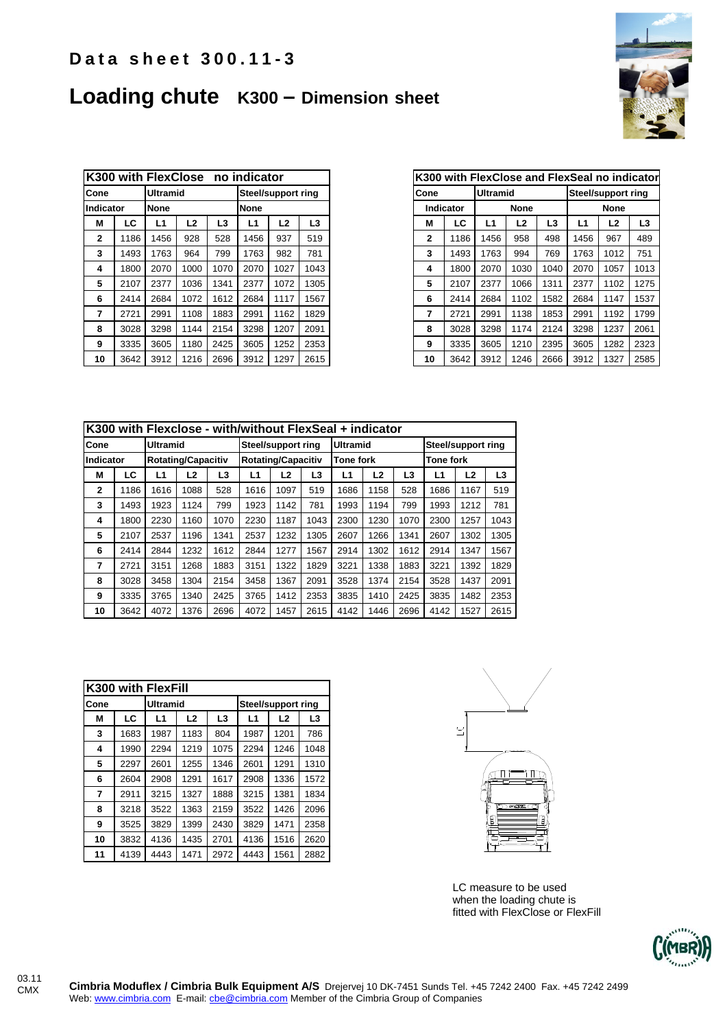# Data sheet 300.11-3

# Loading chute K300 – Dimension sheet

| K300 with FlexClose no indicator | | | | | | | |
|---|---|---|---|---|---|---|---|
| Cone | | Ultramid | | | Steel/support ring | | |
| Indicator | | None | | | None | | |
| M | LC | L1 | L2 | L3 | L1 | L2 | L3 |
| 2 | 1186 | 1456 | 928 | 528 | 1456 | 937 | 519 |
| 3 | 1493 | 1763 | 964 | 799 | 1763 | 982 | 781 |
| 4 | 1800 | 2070 | 1000 | 1070 | 2070 | 1027 | 1043 |
| 5 | 2107 | 2377 | 1036 | 1341 | 2377 | 1072 | 1305 |
| 6 | 2414 | 2684 | 1072 | 1612 | 2684 | 1117 | 1567 |
| 7 | 2721 | 2991 | 1108 | 1883 | 2991 | 1162 | 1829 |
| 8 | 3028 | 3298 | 1144 | 2154 | 3298 | 1207 | 2091 |
| 9 | 3335 | 3605 | 1180 | 2425 | 3605 | 1252 | 2353 |
| 10 | 3642 | 3912 | 1216 | 2696 | 3912 | 1297 | 2615 |

| K300 with FlexClose and FlexSeal no indicator | | | | | | | |
|---|---|---|---|---|---|---|---|
| Cone | | Ultramid | | | Steel/support ring | | |
| Indicator | | None | | | None | | |
| M | LC | L1 | L2 | L3 | L1 | L2 | L3 |
| 2 | 1186 | 1456 | 958 | 498 | 1456 | 967 | 489 |
| 3 | 1493 | 1763 | 994 | 769 | 1763 | 1012 | 751 |
| 4 | 1800 | 2070 | 1030 | 1040 | 2070 | 1057 | 1013 |
| 5 | 2107 | 2377 | 1066 | 1311 | 2377 | 1102 | 1275 |
| 6 | 2414 | 2684 | 1102 | 1582 | 2684 | 1147 | 1537 |
| 7 | 2721 | 2991 | 1138 | 1853 | 2991 | 1192 | 1799 |
| 8 | 3028 | 3298 | 1174 | 2124 | 3298 | 1237 | 2061 |
| 9 | 3335 | 3605 | 1210 | 2395 | 3605 | 1282 | 2323 |
| 10 | 3642 | 3912 | 1246 | 2666 | 3912 | 1327 | 2585 |

| K300 with Flexclose - with/without FlexSeal + indicator | | | | | | | | | | | | | |
|---|---|---|---|---|---|---|---|---|---|---|---|---|---|
| Cone | | Ultramid | | | Steel/support ring | | | Ultramid | | | Steel/support ring | | |
| Indicator | | Rotating/Capacitiv | | | Rotating/Capacitiv | | | Tone fork | | | Tone fork | | |
| M | LC | L1 | L2 | L3 | L1 | L2 | L3 | L1 | L2 | L3 | L1 | L2 | L3 |
| 2 | 1186 | 1616 | 1088 | 528 | 1616 | 1097 | 519 | 1686 | 1158 | 528 | 1686 | 1167 | 519 |
| 3 | 1493 | 1923 | 1124 | 799 | 1923 | 1142 | 781 | 1993 | 1194 | 799 | 1993 | 1212 | 781 |
| 4 | 1800 | 2230 | 1160 | 1070 | 2230 | 1187 | 1043 | 2300 | 1230 | 1070 | 2300 | 1257 | 1043 |
| 5 | 2107 | 2537 | 1196 | 1341 | 2537 | 1232 | 1305 | 2607 | 1266 | 1341 | 2607 | 1302 | 1305 |
| 6 | 2414 | 2844 | 1232 | 1612 | 2844 | 1277 | 1567 | 2914 | 1302 | 1612 | 2914 | 1347 | 1567 |
| 7 | 2721 | 3151 | 1268 | 1883 | 3151 | 1322 | 1829 | 3221 | 1338 | 1883 | 3221 | 1392 | 1829 |
| 8 | 3028 | 3458 | 1304 | 2154 | 3458 | 1367 | 2091 | 3528 | 1374 | 2154 | 3528 | 1437 | 2091 |
| 9 | 3335 | 3765 | 1340 | 2425 | 3765 | 1412 | 2353 | 3835 | 1410 | 2425 | 3835 | 1482 | 2353 |
| 10 | 3642 | 4072 | 1376 | 2696 | 4072 | 1457 | 2615 | 4142 | 1446 | 2696 | 4142 | 1527 | 2615 |

| K300 with FlexFill | | | | | | | |
|---|---|---|---|---|---|---|---|
| Cone | | Ultramid | | | Steel/support ring | | |
| M | LC | L1 | L2 | L3 | L1 | L2 | L3 |
| 3 | 1683 | 1987 | 1183 | 804 | 1987 | 1201 | 786 |
| 4 | 1990 | 2294 | 1219 | 1075 | 2294 | 1246 | 1048 |
| 5 | 2297 | 2601 | 1255 | 1346 | 2601 | 1291 | 1310 |
| 6 | 2604 | 2908 | 1291 | 1617 | 2908 | 1336 | 1572 |
| 7 | 2911 | 3215 | 1327 | 1888 | 3215 | 1381 | 1834 |
| 8 | 3218 | 3522 | 1363 | 2159 | 3522 | 1426 | 2096 |
| 9 | 3525 | 3829 | 1399 | 2430 | 3829 | 1471 | 2358 |
| 10 | 3832 | 4136 | 1435 | 2701 | 4136 | 1516 | 2620 |
| 11 | 4139 | 4443 | 1471 | 2972 | 4443 | 1561 | 2882 |

LC

LC measure to be used when the loading chute is fitted with FlexClose or FlexFill

03.11 CMX

**Cimbria Moduflex / Cimbria Bulk Equipment A/S** Drejervej 10 DK-7451 Sunds Tel. +45 7242 2400 Fax. +45 7242 2499
Web: www.cimbria.com E-mail: cbe@cimbria.com Member of the Cimbria Group of Companies